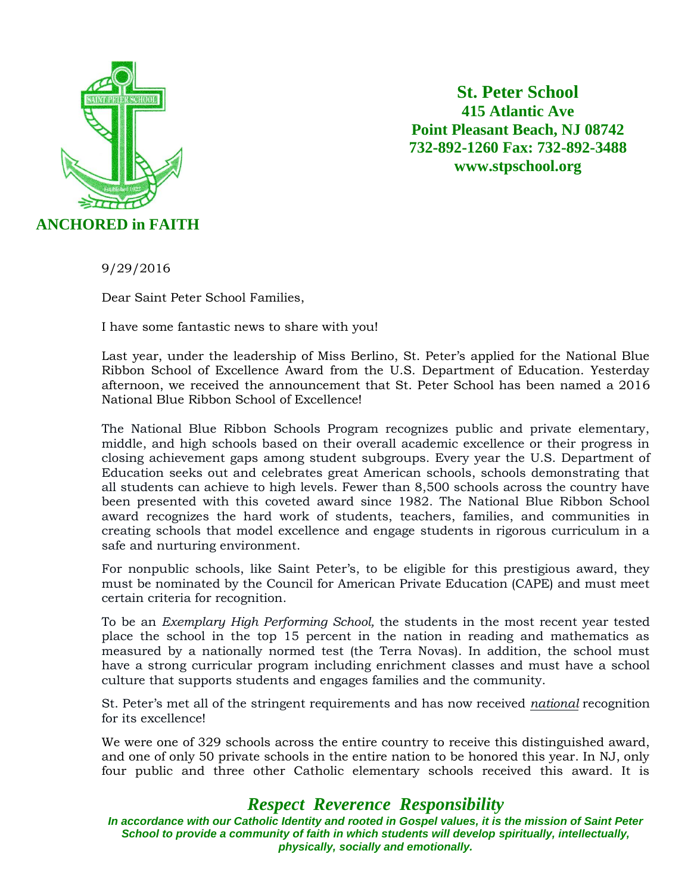**ANCHORED in FAITH**

**St. Peter School**
**415 Atlantic Ave**
**Point Pleasant Beach, NJ 08742**
**732-892-1260 Fax: 732-892-3488**
**www.stpschool.org**

9/29/2016

Dear Saint Peter School Families,

I have some fantastic news to share with you!

Last year, under the leadership of Miss Berlino, St. Peter's applied for the National Blue Ribbon School of Excellence Award from the U.S. Department of Education. Yesterday afternoon, we received the announcement that St. Peter School has been named a 2016 National Blue Ribbon School of Excellence!

The National Blue Ribbon Schools Program recognizes public and private elementary, middle, and high schools based on their overall academic excellence or their progress in closing achievement gaps among student subgroups. Every year the U.S. Department of Education seeks out and celebrates great American schools, schools demonstrating that all students can achieve to high levels. Fewer than 8,500 schools across the country have been presented with this coveted award since 1982. The National Blue Ribbon School award recognizes the hard work of students, teachers, families, and communities in creating schools that model excellence and engage students in rigorous curriculum in a safe and nurturing environment.

For nonpublic schools, like Saint Peter's, to be eligible for this prestigious award, they must be nominated by the Council for American Private Education (CAPE) and must meet certain criteria for recognition.

To be an *Exemplary High Performing School,* the students in the most recent year tested place the school in the top 15 percent in the nation in reading and mathematics as measured by a nationally normed test (the Terra Novas). In addition, the school must have a strong curricular program including enrichment classes and must have a school culture that supports students and engages families and the community.

St. Peter's met all of the stringent requirements and has now received *national* recognition for its excellence!

We were one of 329 schools across the entire country to receive this distinguished award, and one of only 50 private schools in the entire nation to be honored this year. In NJ, only four public and three other Catholic elementary schools received this award. It is

***Respect Reverence Responsibility***

***In accordance with our Catholic Identity and rooted in Gospel values, it is the mission of Saint Peter School to provide a community of faith in which students will develop spiritually, intellectually, physically, socially and emotionally.***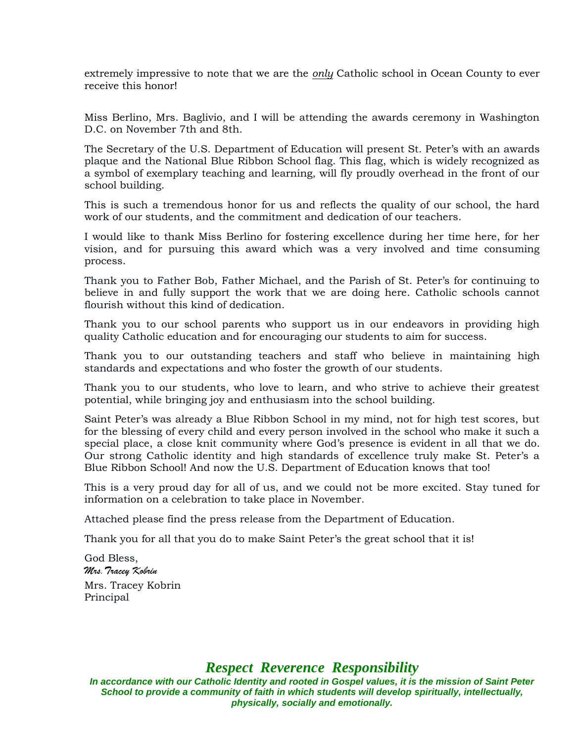extremely impressive to note that we are the *only* Catholic school in Ocean County to ever receive this honor!

Miss Berlino, Mrs. Baglivio, and I will be attending the awards ceremony in Washington D.C. on November 7th and 8th.

The Secretary of the U.S. Department of Education will present St. Peter's with an awards plaque and the National Blue Ribbon School flag. This flag, which is widely recognized as a symbol of exemplary teaching and learning, will fly proudly overhead in the front of our school building.

This is such a tremendous honor for us and reflects the quality of our school, the hard work of our students, and the commitment and dedication of our teachers.

I would like to thank Miss Berlino for fostering excellence during her time here, for her vision, and for pursuing this award which was a very involved and time consuming process.

Thank you to Father Bob, Father Michael, and the Parish of St. Peter's for continuing to believe in and fully support the work that we are doing here. Catholic schools cannot flourish without this kind of dedication.

Thank you to our school parents who support us in our endeavors in providing high quality Catholic education and for encouraging our students to aim for success.

Thank you to our outstanding teachers and staff who believe in maintaining high standards and expectations and who foster the growth of our students.

Thank you to our students, who love to learn, and who strive to achieve their greatest potential, while bringing joy and enthusiasm into the school building.

Saint Peter's was already a Blue Ribbon School in my mind, not for high test scores, but for the blessing of every child and every person involved in the school who make it such a special place, a close knit community where God's presence is evident in all that we do. Our strong Catholic identity and high standards of excellence truly make St. Peter's a Blue Ribbon School! And now the U.S. Department of Education knows that too!

This is a very proud day for all of us, and we could not be more excited. Stay tuned for information on a celebration to take place in November.

Attached please find the press release from the Department of Education.

Thank you for all that you do to make Saint Peter's the great school that it is!

God Bless,
*Mrs. Tracey Kobrin*
Mrs. Tracey Kobrin
Principal

***Respect Reverence Responsibility***

***In accordance with our Catholic Identity and rooted in Gospel values, it is the mission of Saint Peter School to provide a community of faith in which students will develop spiritually, intellectually, physically, socially and emotionally.***